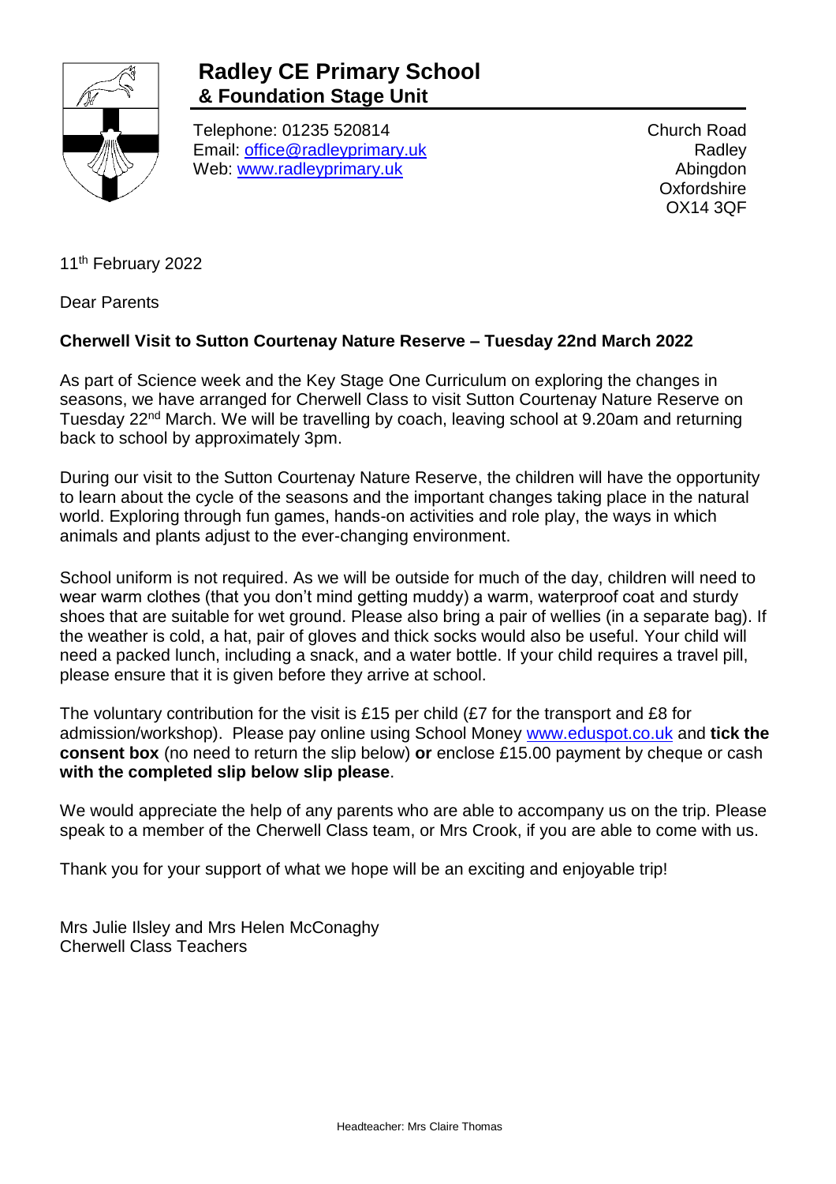# Radley CE Primary School
## & Foundation Stage Unit

Telephone: 01235 520814
Email: office@radleyprimary.uk
Web: www.radleyprimary.uk

Church Road
Radley
Abingdon
Oxfordshire
OX14 3QF

11th February 2022

Dear Parents

**Cherwell Visit to Sutton Courtenay Nature Reserve – Tuesday 22nd March 2022**

As part of Science week and the Key Stage One Curriculum on exploring the changes in seasons, we have arranged for Cherwell Class to visit Sutton Courtenay Nature Reserve on Tuesday 22nd March. We will be travelling by coach, leaving school at 9.20am and returning back to school by approximately 3pm.

During our visit to the Sutton Courtenay Nature Reserve, the children will have the opportunity to learn about the cycle of the seasons and the important changes taking place in the natural world. Exploring through fun games, hands-on activities and role play, the ways in which animals and plants adjust to the ever-changing environment.

School uniform is not required. As we will be outside for much of the day, children will need to wear warm clothes (that you don't mind getting muddy) a warm, waterproof coat and sturdy shoes that are suitable for wet ground. Please also bring a pair of wellies (in a separate bag). If the weather is cold, a hat, pair of gloves and thick socks would also be useful. Your child will need a packed lunch, including a snack, and a water bottle. If your child requires a travel pill, please ensure that it is given before they arrive at school.

The voluntary contribution for the visit is £15 per child (£7 for the transport and £8 for admission/workshop). Please pay online using School Money www.eduspot.co.uk and **tick the consent box** (no need to return the slip below) **or** enclose £15.00 payment by cheque or cash **with the completed slip below slip please**.

We would appreciate the help of any parents who are able to accompany us on the trip. Please speak to a member of the Cherwell Class team, or Mrs Crook, if you are able to come with us.

Thank you for your support of what we hope will be an exciting and enjoyable trip!

Mrs Julie Ilsley and Mrs Helen McConaghy
Cherwell Class Teachers

Headteacher: Mrs Claire Thomas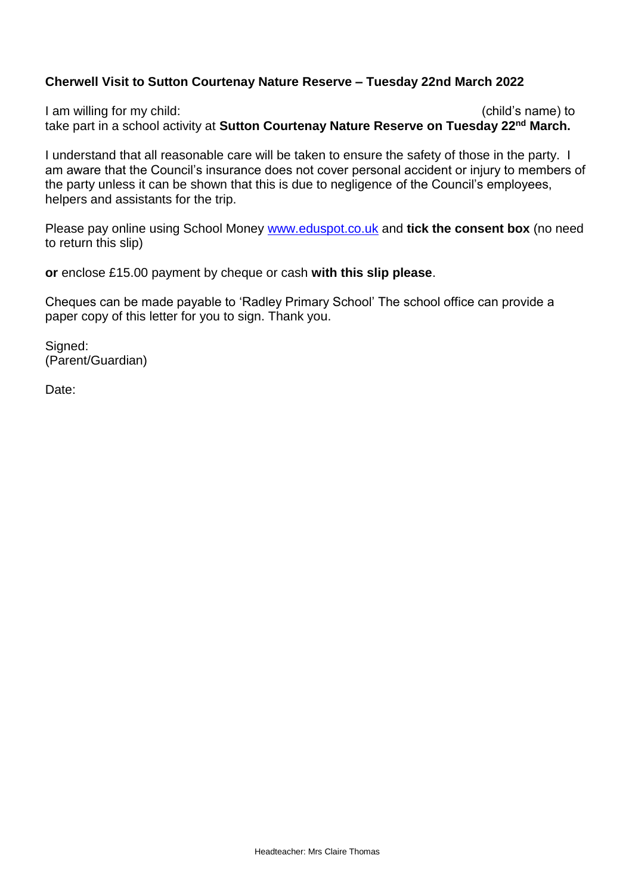**Cherwell Visit to Sutton Courtenay Nature Reserve – Tuesday 22nd March 2022**

I am willing for my child: (child's name) to take part in a school activity at **Sutton Courtenay Nature Reserve on Tuesday 22nd March.**

I understand that all reasonable care will be taken to ensure the safety of those in the party. I am aware that the Council's insurance does not cover personal accident or injury to members of the party unless it can be shown that this is due to negligence of the Council's employees, helpers and assistants for the trip.

Please pay online using School Money [www.eduspot.co.uk](http://www.eduspot.co.uk) and **tick the consent box** (no need to return this slip)

**or** enclose £15.00 payment by cheque or cash **with this slip please**.

Cheques can be made payable to 'Radley Primary School' The school office can provide a paper copy of this letter for you to sign. Thank you.

Signed:
(Parent/Guardian)

Date:

Headteacher: Mrs Claire Thomas